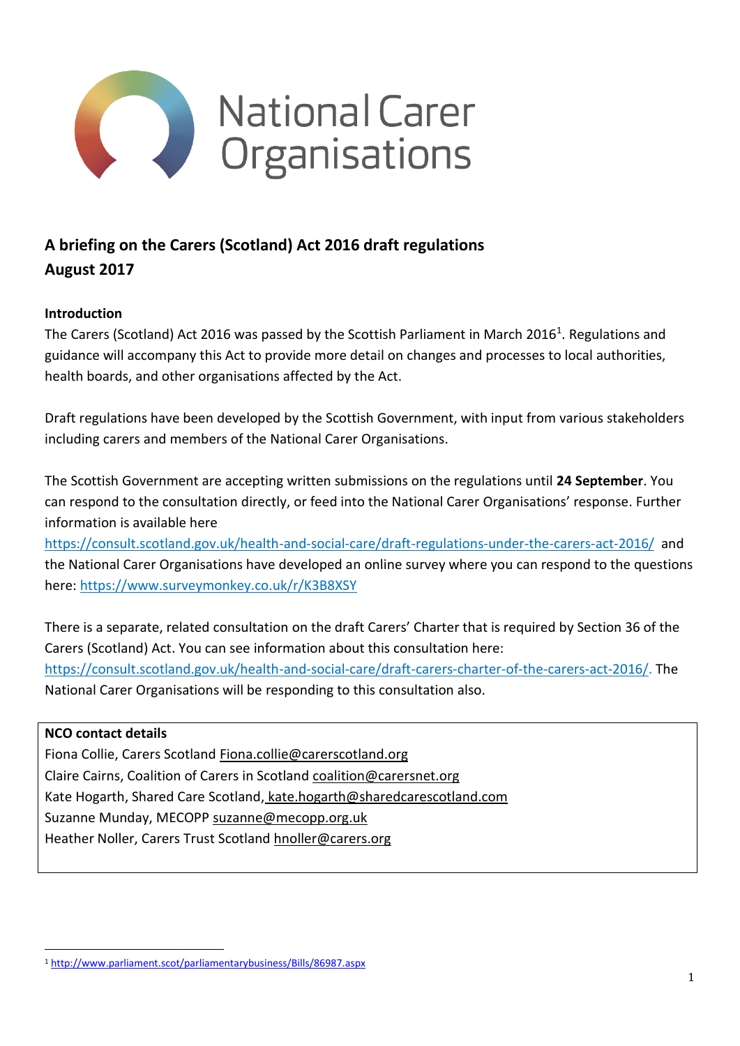National Carer Organisations

## A briefing on the Carers (Scotland) Act 2016 draft regulations
## August 2017

**Introduction**

The Carers (Scotland) Act 2016 was passed by the Scottish Parliament in March 2016[1]. Regulations and guidance will accompany this Act to provide more detail on changes and processes to local authorities, health boards, and other organisations affected by the Act.

Draft regulations have been developed by the Scottish Government, with input from various stakeholders including carers and members of the National Carer Organisations.

The Scottish Government are accepting written submissions on the regulations until **24 September**. You can respond to the consultation directly, or feed into the National Carer Organisations' response. Further information is available here https://consult.scotland.gov.uk/health-and-social-care/draft-regulations-under-the-carers-act-2016/ and the National Carer Organisations have developed an online survey where you can respond to the questions here: https://www.surveymonkey.co.uk/r/K3B8XSY

There is a separate, related consultation on the draft Carers' Charter that is required by Section 36 of the Carers (Scotland) Act. You can see information about this consultation here: https://consult.scotland.gov.uk/health-and-social-care/draft-carers-charter-of-the-carers-act-2016/. The National Carer Organisations will be responding to this consultation also.

| **NCO contact details** |
|---|
| Fiona Collie, Carers Scotland Fiona.collie@carerscotland.org |
| Claire Cairns, Coalition of Carers in Scotland coalition@carersnet.org |
| Kate Hogarth, Shared Care Scotland, kate.hogarth@sharedcarescotland.com |
| Suzanne Munday, MECOPP suzanne@mecopp.org.uk |
| Heather Noller, Carers Trust Scotland hnoller@carers.org |

[1] http://www.parliament.scot/parliamentarybusiness/Bills/86987.aspx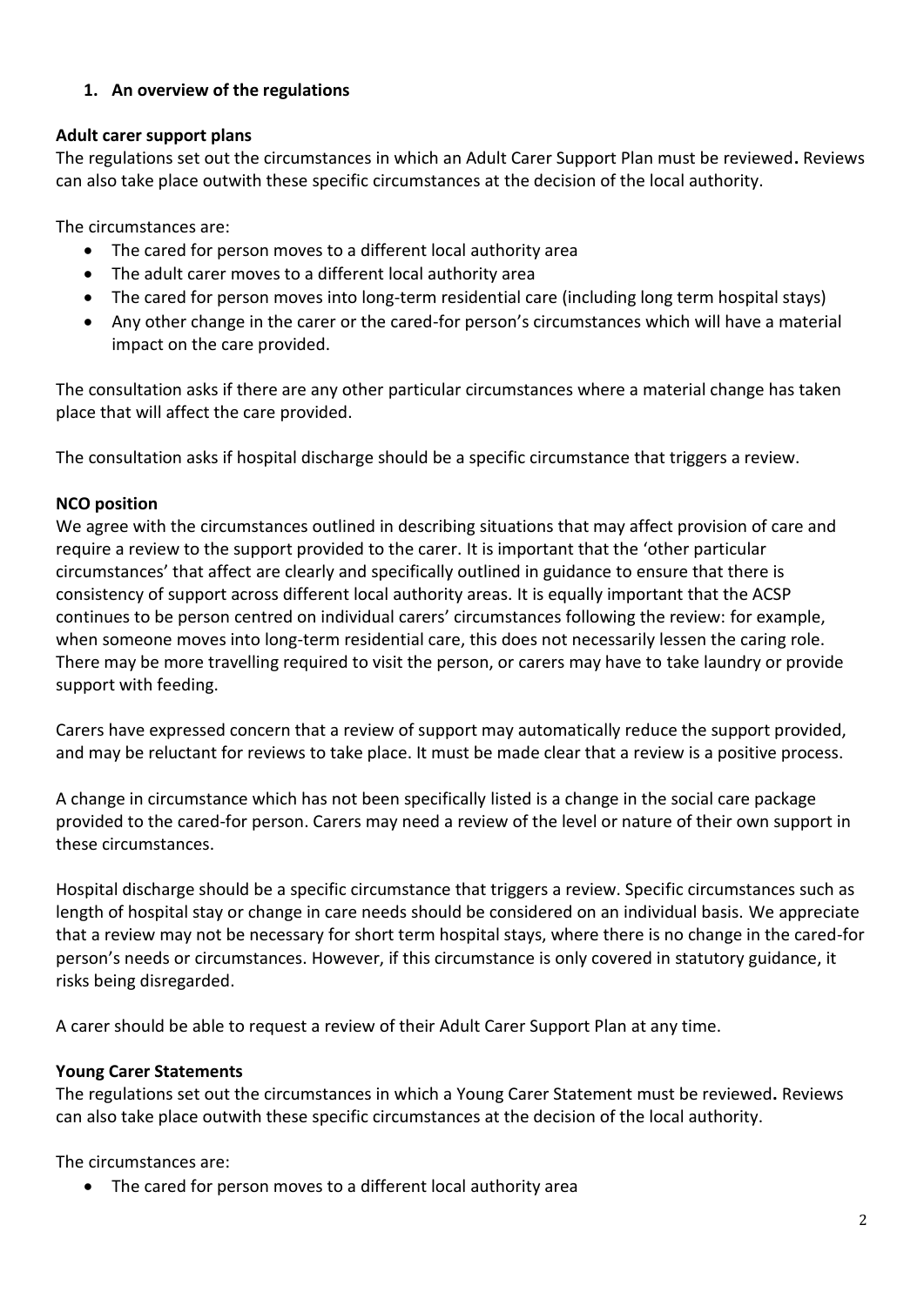## 1. An overview of the regulations

### Adult carer support plans

The regulations set out the circumstances in which an Adult Carer Support Plan must be reviewed**.** Reviews can also take place outwith these specific circumstances at the decision of the local authority.

The circumstances are:

- The cared for person moves to a different local authority area
- The adult carer moves to a different local authority area
- The cared for person moves into long-term residential care (including long term hospital stays)
- Any other change in the carer or the cared-for person's circumstances which will have a material impact on the care provided.

The consultation asks if there are any other particular circumstances where a material change has taken place that will affect the care provided.

The consultation asks if hospital discharge should be a specific circumstance that triggers a review.

### NCO position

We agree with the circumstances outlined in describing situations that may affect provision of care and require a review to the support provided to the carer. It is important that the 'other particular circumstances' that affect are clearly and specifically outlined in guidance to ensure that there is consistency of support across different local authority areas. It is equally important that the ACSP continues to be person centred on individual carers' circumstances following the review: for example, when someone moves into long-term residential care, this does not necessarily lessen the caring role. There may be more travelling required to visit the person, or carers may have to take laundry or provide support with feeding.

Carers have expressed concern that a review of support may automatically reduce the support provided, and may be reluctant for reviews to take place. It must be made clear that a review is a positive process.

A change in circumstance which has not been specifically listed is a change in the social care package provided to the cared-for person. Carers may need a review of the level or nature of their own support in these circumstances.

Hospital discharge should be a specific circumstance that triggers a review. Specific circumstances such as length of hospital stay or change in care needs should be considered on an individual basis. We appreciate that a review may not be necessary for short term hospital stays, where there is no change in the cared-for person's needs or circumstances. However, if this circumstance is only covered in statutory guidance, it risks being disregarded.

A carer should be able to request a review of their Adult Carer Support Plan at any time.

### Young Carer Statements

The regulations set out the circumstances in which a Young Carer Statement must be reviewed**.** Reviews can also take place outwith these specific circumstances at the decision of the local authority.

The circumstances are:

- The cared for person moves to a different local authority area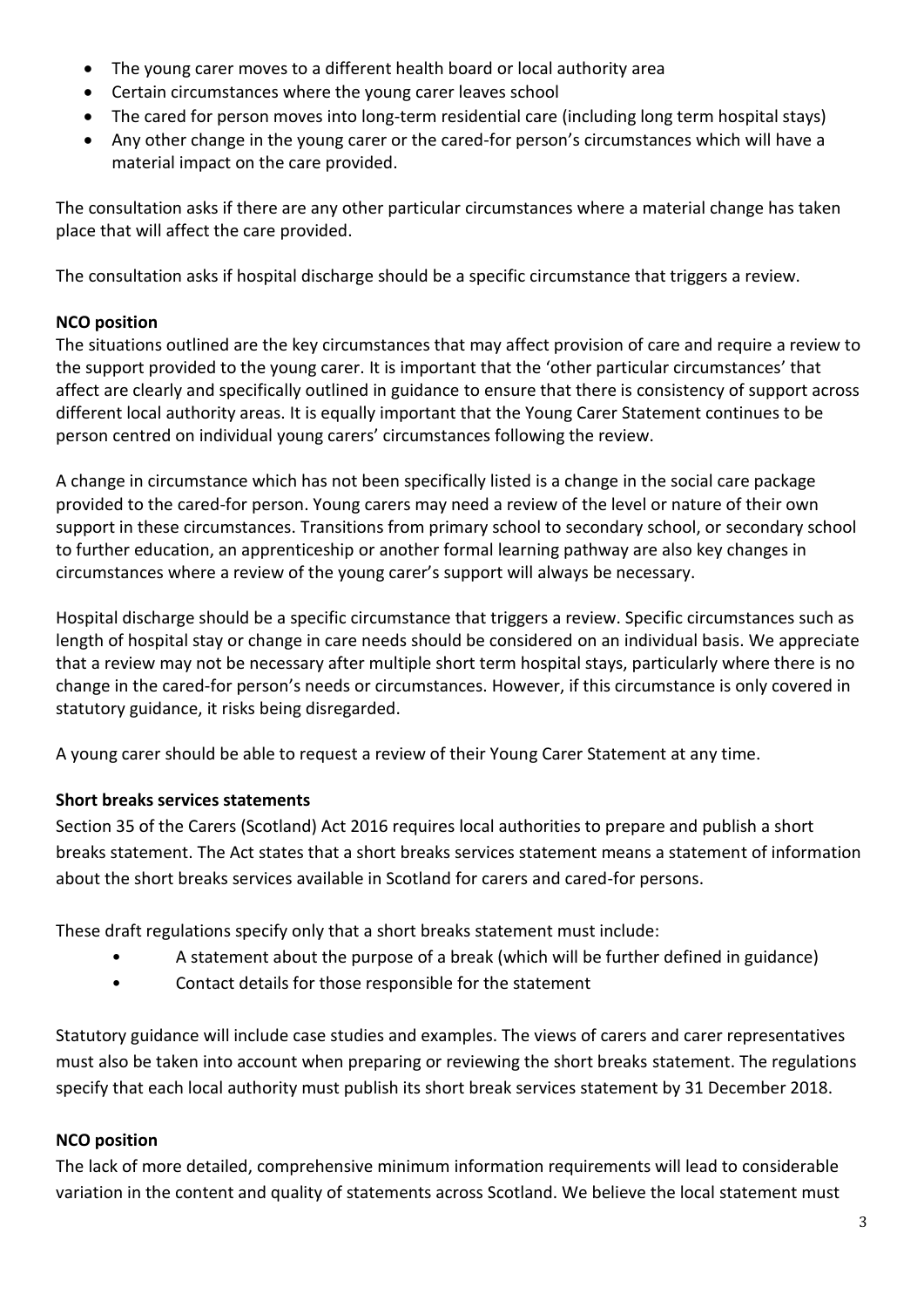- The young carer moves to a different health board or local authority area
- Certain circumstances where the young carer leaves school
- The cared for person moves into long-term residential care (including long term hospital stays)
- Any other change in the young carer or the cared-for person's circumstances which will have a material impact on the care provided.

The consultation asks if there are any other particular circumstances where a material change has taken place that will affect the care provided.

The consultation asks if hospital discharge should be a specific circumstance that triggers a review.

**NCO position**

The situations outlined are the key circumstances that may affect provision of care and require a review to the support provided to the young carer. It is important that the 'other particular circumstances' that affect are clearly and specifically outlined in guidance to ensure that there is consistency of support across different local authority areas. It is equally important that the Young Carer Statement continues to be person centred on individual young carers' circumstances following the review.

A change in circumstance which has not been specifically listed is a change in the social care package provided to the cared-for person. Young carers may need a review of the level or nature of their own support in these circumstances. Transitions from primary school to secondary school, or secondary school to further education, an apprenticeship or another formal learning pathway are also key changes in circumstances where a review of the young carer's support will always be necessary.

Hospital discharge should be a specific circumstance that triggers a review. Specific circumstances such as length of hospital stay or change in care needs should be considered on an individual basis. We appreciate that a review may not be necessary after multiple short term hospital stays, particularly where there is no change in the cared-for person's needs or circumstances. However, if this circumstance is only covered in statutory guidance, it risks being disregarded.

A young carer should be able to request a review of their Young Carer Statement at any time.

**Short breaks services statements**

Section 35 of the Carers (Scotland) Act 2016 requires local authorities to prepare and publish a short breaks statement. The Act states that a short breaks services statement means a statement of information about the short breaks services available in Scotland for carers and cared-for persons.

These draft regulations specify only that a short breaks statement must include:

- A statement about the purpose of a break (which will be further defined in guidance)
- Contact details for those responsible for the statement

Statutory guidance will include case studies and examples. The views of carers and carer representatives must also be taken into account when preparing or reviewing the short breaks statement. The regulations specify that each local authority must publish its short break services statement by 31 December 2018.

**NCO position**

The lack of more detailed, comprehensive minimum information requirements will lead to considerable variation in the content and quality of statements across Scotland. We believe the local statement must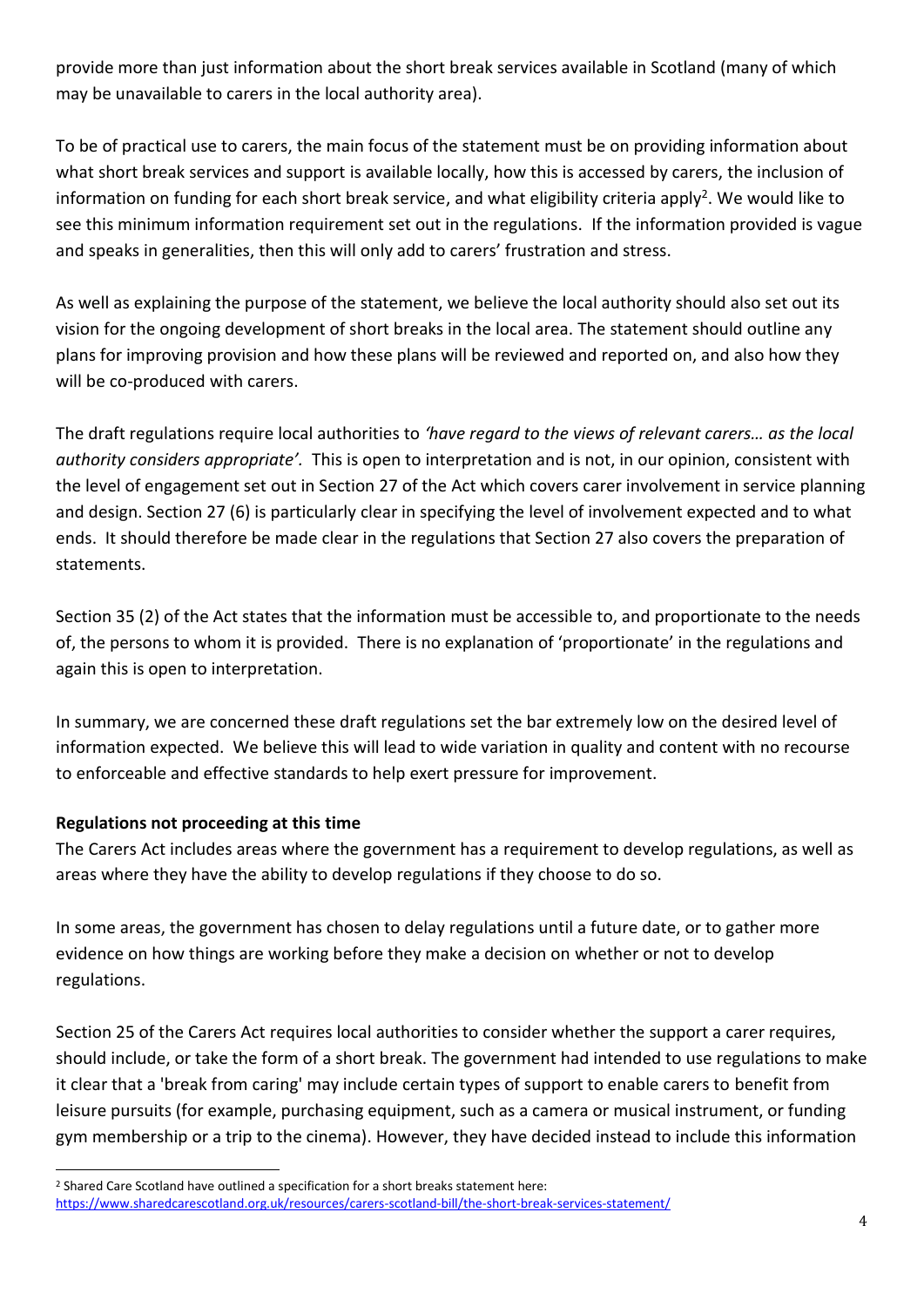provide more than just information about the short break services available in Scotland (many of which may be unavailable to carers in the local authority area).

To be of practical use to carers, the main focus of the statement must be on providing information about what short break services and support is available locally, how this is accessed by carers, the inclusion of information on funding for each short break service, and what eligibility criteria apply[2]. We would like to see this minimum information requirement set out in the regulations. If the information provided is vague and speaks in generalities, then this will only add to carers' frustration and stress.

As well as explaining the purpose of the statement, we believe the local authority should also set out its vision for the ongoing development of short breaks in the local area. The statement should outline any plans for improving provision and how these plans will be reviewed and reported on, and also how they will be co-produced with carers.

The draft regulations require local authorities to *'have regard to the views of relevant carers… as the local authority considers appropriate'*. This is open to interpretation and is not, in our opinion, consistent with the level of engagement set out in Section 27 of the Act which covers carer involvement in service planning and design. Section 27 (6) is particularly clear in specifying the level of involvement expected and to what ends. It should therefore be made clear in the regulations that Section 27 also covers the preparation of statements.

Section 35 (2) of the Act states that the information must be accessible to, and proportionate to the needs of, the persons to whom it is provided. There is no explanation of 'proportionate' in the regulations and again this is open to interpretation.

In summary, we are concerned these draft regulations set the bar extremely low on the desired level of information expected. We believe this will lead to wide variation in quality and content with no recourse to enforceable and effective standards to help exert pressure for improvement.

**Regulations not proceeding at this time**

The Carers Act includes areas where the government has a requirement to develop regulations, as well as areas where they have the ability to develop regulations if they choose to do so.

In some areas, the government has chosen to delay regulations until a future date, or to gather more evidence on how things are working before they make a decision on whether or not to develop regulations.

Section 25 of the Carers Act requires local authorities to consider whether the support a carer requires, should include, or take the form of a short break. The government had intended to use regulations to make it clear that a 'break from caring' may include certain types of support to enable carers to benefit from leisure pursuits (for example, purchasing equipment, such as a camera or musical instrument, or funding gym membership or a trip to the cinema). However, they have decided instead to include this information

[2] Shared Care Scotland have outlined a specification for a short breaks statement here: https://www.sharedcarescotland.org.uk/resources/carers-scotland-bill/the-short-break-services-statement/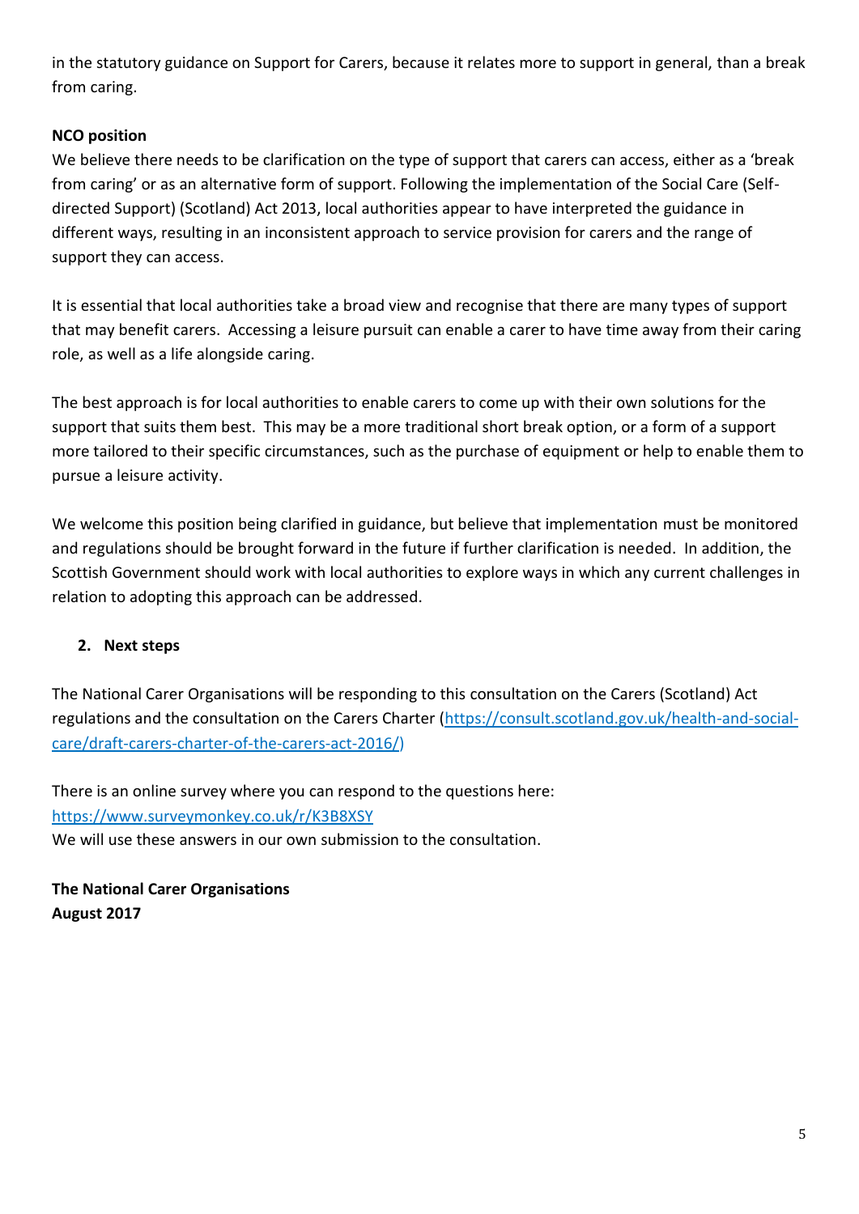in the statutory guidance on Support for Carers, because it relates more to support in general, than a break from caring.

**NCO position**

We believe there needs to be clarification on the type of support that carers can access, either as a 'break from caring' or as an alternative form of support. Following the implementation of the Social Care (Self-directed Support) (Scotland) Act 2013, local authorities appear to have interpreted the guidance in different ways, resulting in an inconsistent approach to service provision for carers and the range of support they can access.

It is essential that local authorities take a broad view and recognise that there are many types of support that may benefit carers. Accessing a leisure pursuit can enable a carer to have time away from their caring role, as well as a life alongside caring.

The best approach is for local authorities to enable carers to come up with their own solutions for the support that suits them best. This may be a more traditional short break option, or a form of a support more tailored to their specific circumstances, such as the purchase of equipment or help to enable them to pursue a leisure activity.

We welcome this position being clarified in guidance, but believe that implementation must be monitored and regulations should be brought forward in the future if further clarification is needed. In addition, the Scottish Government should work with local authorities to explore ways in which any current challenges in relation to adopting this approach can be addressed.

## 2. Next steps

The National Carer Organisations will be responding to this consultation on the Carers (Scotland) Act regulations and the consultation on the Carers Charter (https://consult.scotland.gov.uk/health-and-social-care/draft-carers-charter-of-the-carers-act-2016/)

There is an online survey where you can respond to the questions here:
https://www.surveymonkey.co.uk/r/K3B8XSY
We will use these answers in our own submission to the consultation.

**The National Carer Organisations**
**August 2017**